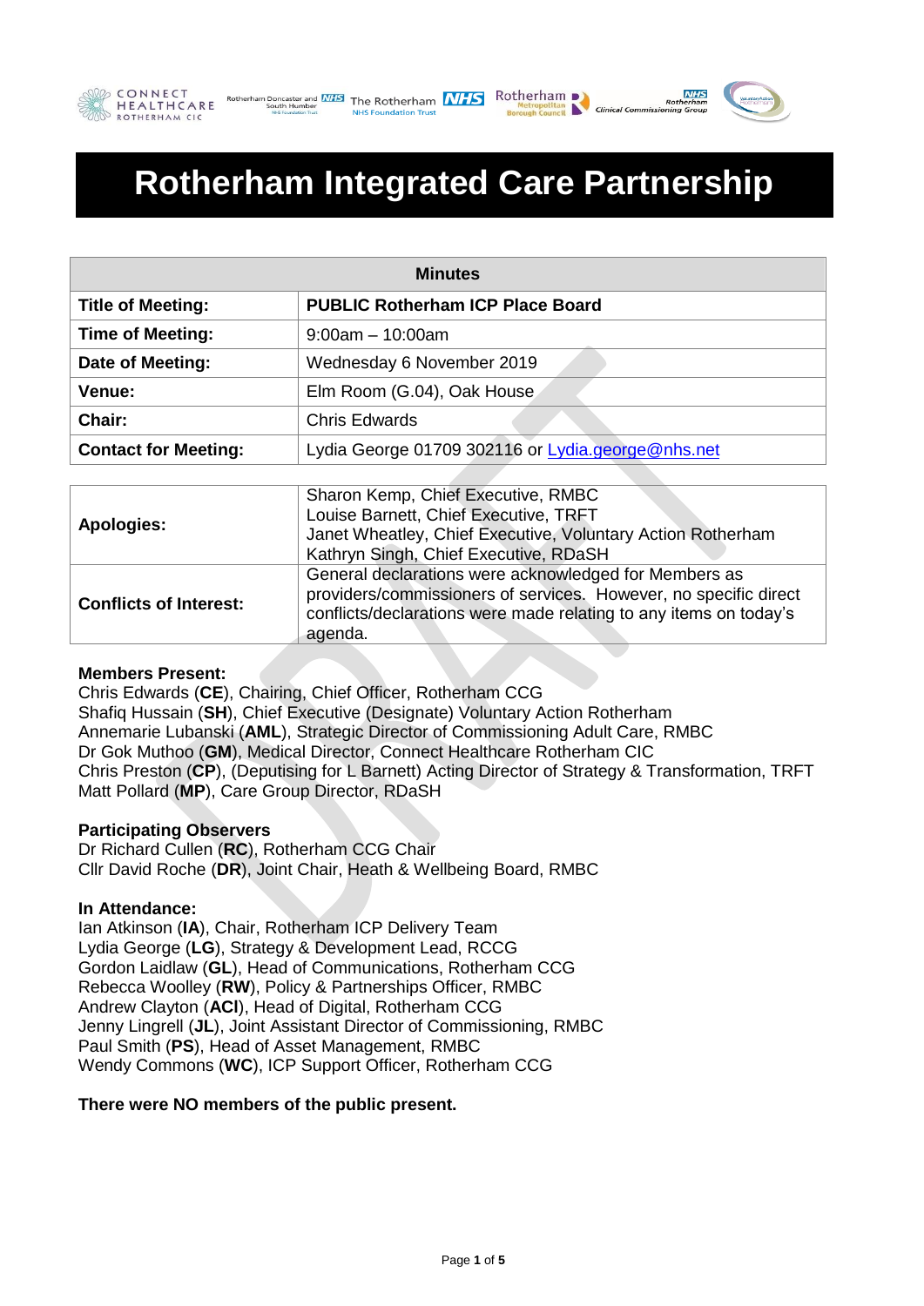# Rotherham Integrated Care Partnership

| Minutes | |
|---|---|
| **Title of Meeting:** | **PUBLIC Rotherham ICP Place Board** |
| **Time of Meeting:** | 9:00am – 10:00am |
| **Date of Meeting:** | Wednesday 6 November 2019 |
| **Venue:** | Elm Room (G.04), Oak House |
| **Chair:** | Chris Edwards |
| **Contact for Meeting:** | Lydia George 01709 302116 or Lydia.george@nhs.net |

| | |
|---|---|
| **Apologies:** | Sharon Kemp, Chief Executive, RMBC<br>Louise Barnett, Chief Executive, TRFT<br>Janet Wheatley, Chief Executive, Voluntary Action Rotherham<br>Kathryn Singh, Chief Executive, RDaSH |
| **Conflicts of Interest:** | General declarations were acknowledged for Members as providers/commissioners of services. However, no specific direct conflicts/declarations were made relating to any items on today's agenda. |

**Members Present:**
Chris Edwards (**CE**), Chairing, Chief Officer, Rotherham CCG
Shafiq Hussain (**SH**), Chief Executive (Designate) Voluntary Action Rotherham
Annemarie Lubanski (**AML**), Strategic Director of Commissioning Adult Care, RMBC
Dr Gok Muthoo (**GM**), Medical Director, Connect Healthcare Rotherham CIC
Chris Preston (**CP**), (Deputising for L Barnett) Acting Director of Strategy & Transformation, TRFT
Matt Pollard (**MP**), Care Group Director, RDaSH

**Participating Observers**
Dr Richard Cullen (**RC**), Rotherham CCG Chair
Cllr David Roche (**DR**), Joint Chair, Heath & Wellbeing Board, RMBC

**In Attendance:**
Ian Atkinson (**IA**), Chair, Rotherham ICP Delivery Team
Lydia George (**LG**), Strategy & Development Lead, RCCG
Gordon Laidlaw (**GL**), Head of Communications, Rotherham CCG
Rebecca Woolley (**RW**), Policy & Partnerships Officer, RMBC
Andrew Clayton (**ACl**), Head of Digital, Rotherham CCG
Jenny Lingrell (**JL**), Joint Assistant Director of Commissioning, RMBC
Paul Smith (**PS**), Head of Asset Management, RMBC
Wendy Commons (**WC**), ICP Support Officer, Rotherham CCG

**There were NO members of the public present.**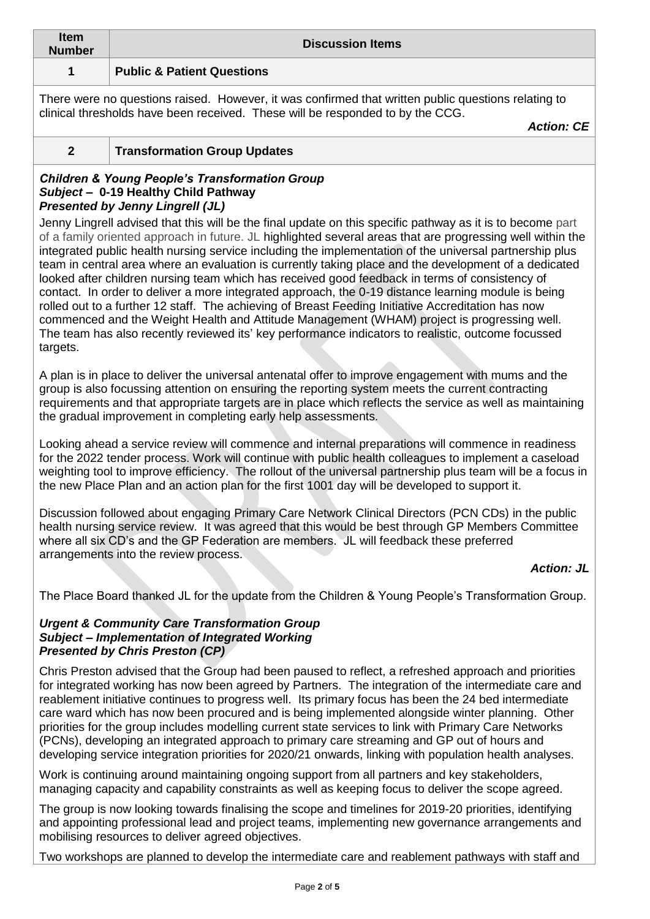| Item Number | Discussion Items |
| --- | --- |
| 1 | **Public & Patient Questions** |

There were no questions raised. However, it was confirmed that written public questions relating to clinical thresholds have been received. These will be responded to by the CCG.

***Action: CE***

| | |
| --- | --- |
| 2 | **Transformation Group Updates** |

***Children & Young People's Transformation Group***
***Subject – 0-19 Healthy Child Pathway***
***Presented by Jenny Lingrell (JL)***

Jenny Lingrell advised that this will be the final update on this specific pathway as it is to become part of a family oriented approach in future. JL highlighted several areas that are progressing well within the integrated public health nursing service including the implementation of the universal partnership plus team in central area where an evaluation is currently taking place and the development of a dedicated looked after children nursing team which has received good feedback in terms of consistency of contact. In order to deliver a more integrated approach, the 0-19 distance learning module is being rolled out to a further 12 staff. The achieving of Breast Feeding Initiative Accreditation has now commenced and the Weight Health and Attitude Management (WHAM) project is progressing well. The team has also recently reviewed its' key performance indicators to realistic, outcome focussed targets.

A plan is in place to deliver the universal antenatal offer to improve engagement with mums and the group is also focussing attention on ensuring the reporting system meets the current contracting requirements and that appropriate targets are in place which reflects the service as well as maintaining the gradual improvement in completing early help assessments.

Looking ahead a service review will commence and internal preparations will commence in readiness for the 2022 tender process. Work will continue with public health colleagues to implement a caseload weighting tool to improve efficiency. The rollout of the universal partnership plus team will be a focus in the new Place Plan and an action plan for the first 1001 day will be developed to support it.

Discussion followed about engaging Primary Care Network Clinical Directors (PCN CDs) in the public health nursing service review. It was agreed that this would be best through GP Members Committee where all six CD's and the GP Federation are members. JL will feedback these preferred arrangements into the review process.

***Action: JL***

The Place Board thanked JL for the update from the Children & Young People's Transformation Group.

***Urgent & Community Care Transformation Group***
***Subject – Implementation of Integrated Working***
***Presented by Chris Preston (CP)***

Chris Preston advised that the Group had been paused to reflect, a refreshed approach and priorities for integrated working has now been agreed by Partners. The integration of the intermediate care and reablement initiative continues to progress well. Its primary focus has been the 24 bed intermediate care ward which has now been procured and is being implemented alongside winter planning. Other priorities for the group includes modelling current state services to link with Primary Care Networks (PCNs), developing an integrated approach to primary care streaming and GP out of hours and developing service integration priorities for 2020/21 onwards, linking with population health analyses.

Work is continuing around maintaining ongoing support from all partners and key stakeholders, managing capacity and capability constraints as well as keeping focus to deliver the scope agreed.

The group is now looking towards finalising the scope and timelines for 2019-20 priorities, identifying and appointing professional lead and project teams, implementing new governance arrangements and mobilising resources to deliver agreed objectives.

Two workshops are planned to develop the intermediate care and reablement pathways with staff and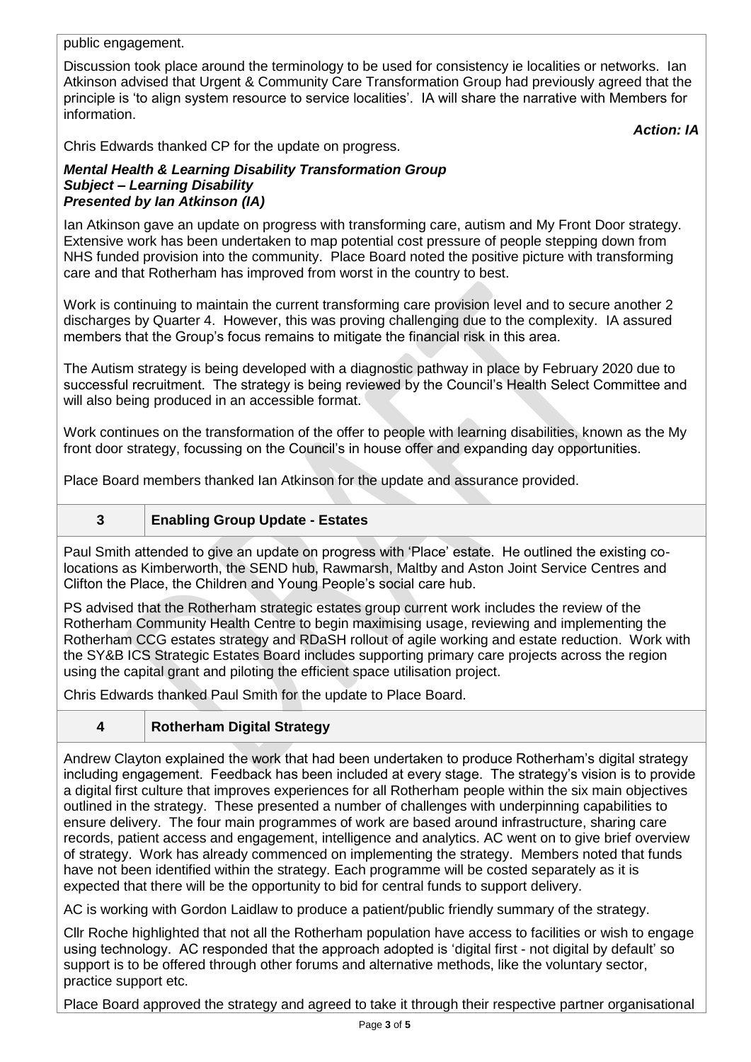public engagement.

Discussion took place around the terminology to be used for consistency ie localities or networks. Ian Atkinson advised that Urgent & Community Care Transformation Group had previously agreed that the principle is 'to align system resource to service localities'. IA will share the narrative with Members for information.

***Action: IA***

Chris Edwards thanked CP for the update on progress.

***Mental Health & Learning Disability Transformation Group***
***Subject – Learning Disability***
***Presented by Ian Atkinson (IA)***

Ian Atkinson gave an update on progress with transforming care, autism and My Front Door strategy. Extensive work has been undertaken to map potential cost pressure of people stepping down from NHS funded provision into the community. Place Board noted the positive picture with transforming care and that Rotherham has improved from worst in the country to best.

Work is continuing to maintain the current transforming care provision level and to secure another 2 discharges by Quarter 4. However, this was proving challenging due to the complexity. IA assured members that the Group's focus remains to mitigate the financial risk in this area.

The Autism strategy is being developed with a diagnostic pathway in place by February 2020 due to successful recruitment. The strategy is being reviewed by the Council's Health Select Committee and will also being produced in an accessible format.

Work continues on the transformation of the offer to people with learning disabilities, known as the My front door strategy, focussing on the Council's in house offer and expanding day opportunities.

Place Board members thanked Ian Atkinson for the update and assurance provided.

## 3 Enabling Group Update - Estates

Paul Smith attended to give an update on progress with 'Place' estate. He outlined the existing co-locations as Kimberworth, the SEND hub, Rawmarsh, Maltby and Aston Joint Service Centres and Clifton the Place, the Children and Young People's social care hub.

PS advised that the Rotherham strategic estates group current work includes the review of the Rotherham Community Health Centre to begin maximising usage, reviewing and implementing the Rotherham CCG estates strategy and RDaSH rollout of agile working and estate reduction. Work with the SY&B ICS Strategic Estates Board includes supporting primary care projects across the region using the capital grant and piloting the efficient space utilisation project.

Chris Edwards thanked Paul Smith for the update to Place Board.

## 4 Rotherham Digital Strategy

Andrew Clayton explained the work that had been undertaken to produce Rotherham's digital strategy including engagement. Feedback has been included at every stage. The strategy's vision is to provide a digital first culture that improves experiences for all Rotherham people within the six main objectives outlined in the strategy. These presented a number of challenges with underpinning capabilities to ensure delivery. The four main programmes of work are based around infrastructure, sharing care records, patient access and engagement, intelligence and analytics. AC went on to give brief overview of strategy. Work has already commenced on implementing the strategy. Members noted that funds have not been identified within the strategy. Each programme will be costed separately as it is expected that there will be the opportunity to bid for central funds to support delivery.

AC is working with Gordon Laidlaw to produce a patient/public friendly summary of the strategy.

Cllr Roche highlighted that not all the Rotherham population have access to facilities or wish to engage using technology. AC responded that the approach adopted is 'digital first - not digital by default' so support is to be offered through other forums and alternative methods, like the voluntary sector, practice support etc.

Place Board approved the strategy and agreed to take it through their respective partner organisational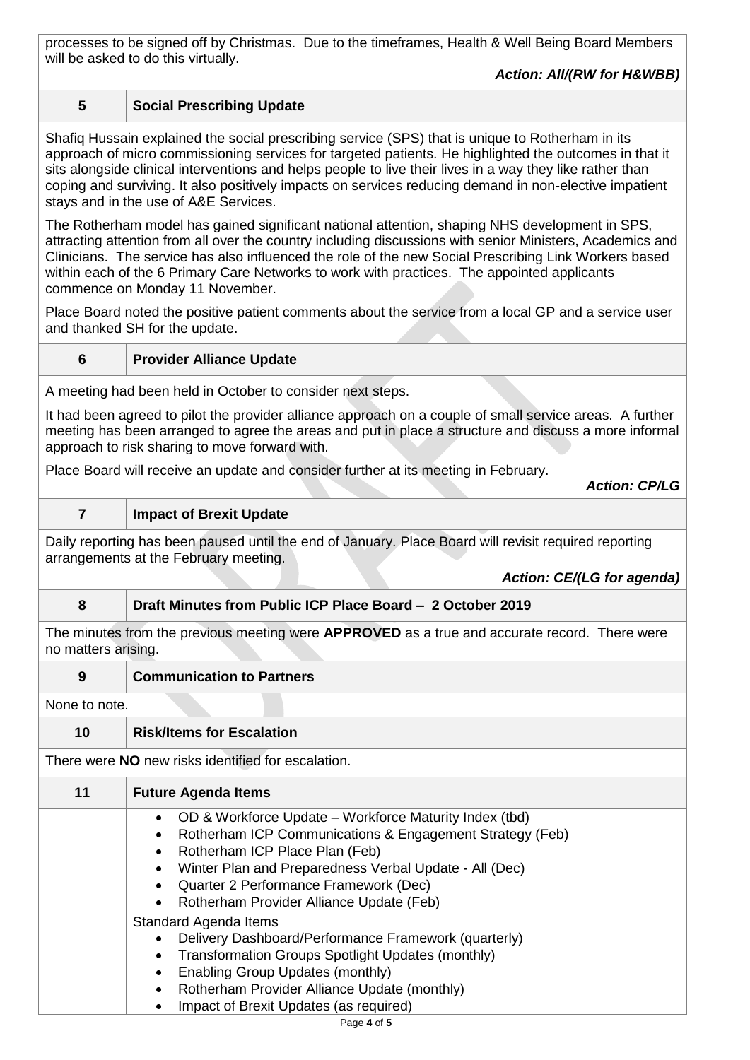processes to be signed off by Christmas. Due to the timeframes, Health & Well Being Board Members will be asked to do this virtually.

***Action: All/(RW for H&WBB)***

| **5** | **Social Prescribing Update** |
|---|---|

Shafiq Hussain explained the social prescribing service (SPS) that is unique to Rotherham in its approach of micro commissioning services for targeted patients. He highlighted the outcomes in that it sits alongside clinical interventions and helps people to live their lives in a way they like rather than coping and surviving. It also positively impacts on services reducing demand in non-elective impatient stays and in the use of A&E Services.

The Rotherham model has gained significant national attention, shaping NHS development in SPS, attracting attention from all over the country including discussions with senior Ministers, Academics and Clinicians. The service has also influenced the role of the new Social Prescribing Link Workers based within each of the 6 Primary Care Networks to work with practices. The appointed applicants commence on Monday 11 November.

Place Board noted the positive patient comments about the service from a local GP and a service user and thanked SH for the update.

| **6** | **Provider Alliance Update** |
|---|---|

A meeting had been held in October to consider next steps.

It had been agreed to pilot the provider alliance approach on a couple of small service areas. A further meeting has been arranged to agree the areas and put in place a structure and discuss a more informal approach to risk sharing to move forward with.

Place Board will receive an update and consider further at its meeting in February.

***Action: CP/LG***

| **7** | **Impact of Brexit Update** |
|---|---|

Daily reporting has been paused until the end of January. Place Board will revisit required reporting arrangements at the February meeting.

***Action: CE/(LG for agenda)***

| **8** | **Draft Minutes from Public ICP Place Board – 2 October 2019** |
|---|---|

The minutes from the previous meeting were **APPROVED** as a true and accurate record. There were no matters arising.

| **9** | **Communication to Partners** |
|---|---|

None to note.

| **10** | **Risk/Items for Escalation** |
|---|---|

There were **NO** new risks identified for escalation.

| **11** | **Future Agenda Items** |
|---|---|

- OD & Workforce Update – Workforce Maturity Index (tbd)
- Rotherham ICP Communications & Engagement Strategy (Feb)
- Rotherham ICP Place Plan (Feb)
- Winter Plan and Preparedness Verbal Update - All (Dec)
- Quarter 2 Performance Framework (Dec)
- Rotherham Provider Alliance Update (Feb)

Standard Agenda Items

- Delivery Dashboard/Performance Framework (quarterly)
- Transformation Groups Spotlight Updates (monthly)
- Enabling Group Updates (monthly)
- Rotherham Provider Alliance Update (monthly)
- Impact of Brexit Updates (as required)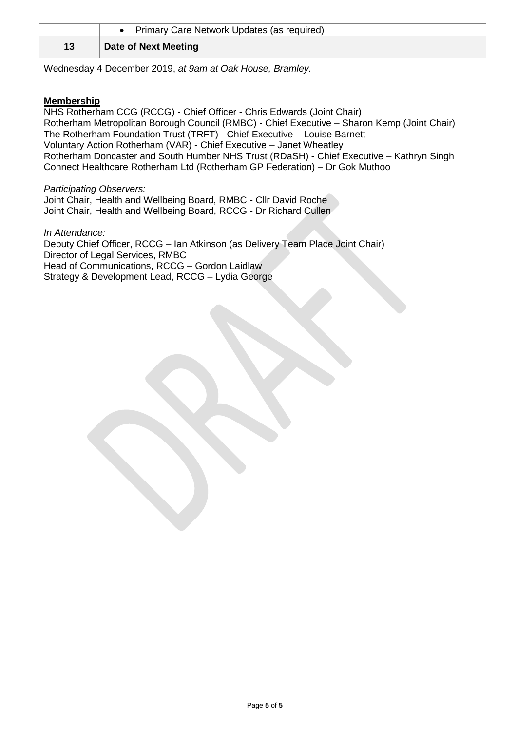| | |
|---|---|
| | • Primary Care Network Updates (as required) |
| **13** | **Date of Next Meeting** |
| Wednesday 4 December 2019, *at 9am at Oak House, Bramley.* | |

**Membership**

NHS Rotherham CCG (RCCG) - Chief Officer - Chris Edwards (Joint Chair)
Rotherham Metropolitan Borough Council (RMBC) - Chief Executive – Sharon Kemp (Joint Chair)
The Rotherham Foundation Trust (TRFT) - Chief Executive – Louise Barnett
Voluntary Action Rotherham (VAR) - Chief Executive – Janet Wheatley
Rotherham Doncaster and South Humber NHS Trust (RDaSH) - Chief Executive – Kathryn Singh
Connect Healthcare Rotherham Ltd (Rotherham GP Federation) – Dr Gok Muthoo

*Participating Observers:*
Joint Chair, Health and Wellbeing Board, RMBC - Cllr David Roche
Joint Chair, Health and Wellbeing Board, RCCG - Dr Richard Cullen

*In Attendance:*
Deputy Chief Officer, RCCG – Ian Atkinson (as Delivery Team Place Joint Chair)
Director of Legal Services, RMBC
Head of Communications, RCCG – Gordon Laidlaw
Strategy & Development Lead, RCCG – Lydia George